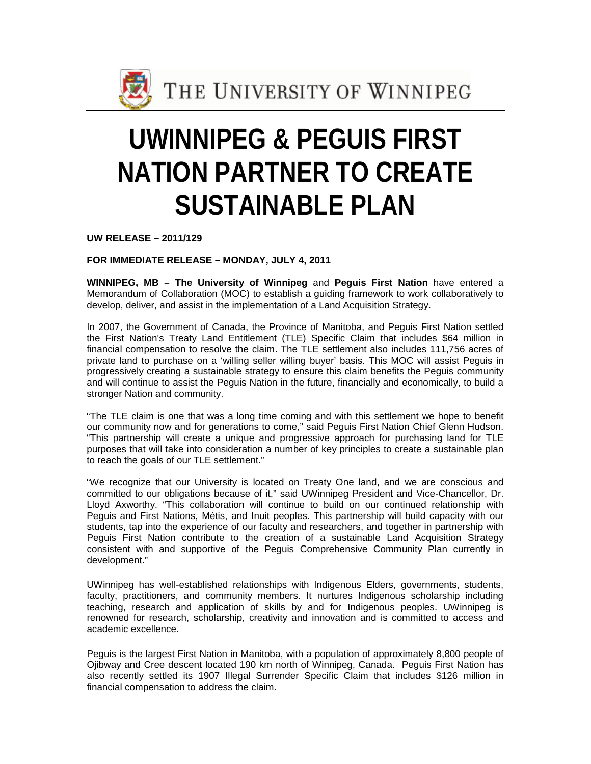THE UNIVERSITY OF WINNIPEG

# UWINNIPEG & PEGUIS FIRST NATION PARTNER TO CREATE SUSTAINABLE PLAN

**UW RELEASE – 2011/129**

**FOR IMMEDIATE RELEASE – MONDAY, JULY 4, 2011**

**WINNIPEG, MB – The University of Winnipeg** and **Peguis First Nation** have entered a Memorandum of Collaboration (MOC) to establish a guiding framework to work collaboratively to develop, deliver, and assist in the implementation of a Land Acquisition Strategy.

In 2007, the Government of Canada, the Province of Manitoba, and Peguis First Nation settled the First Nation's Treaty Land Entitlement (TLE) Specific Claim that includes $64 million in financial compensation to resolve the claim. The TLE settlement also includes 111,756 acres of private land to purchase on a 'willing seller willing buyer' basis. This MOC will assist Peguis in progressively creating a sustainable strategy to ensure this claim benefits the Peguis community and will continue to assist the Peguis Nation in the future, financially and economically, to build a stronger Nation and community.

"The TLE claim is one that was a long time coming and with this settlement we hope to benefit our community now and for generations to come," said Peguis First Nation Chief Glenn Hudson. "This partnership will create a unique and progressive approach for purchasing land for TLE purposes that will take into consideration a number of key principles to create a sustainable plan to reach the goals of our TLE settlement."

"We recognize that our University is located on Treaty One land, and we are conscious and committed to our obligations because of it," said UWinnipeg President and Vice-Chancellor, Dr. Lloyd Axworthy. "This collaboration will continue to build on our continued relationship with Peguis and First Nations, Métis, and Inuit peoples. This partnership will build capacity with our students, tap into the experience of our faculty and researchers, and together in partnership with Peguis First Nation contribute to the creation of a sustainable Land Acquisition Strategy consistent with and supportive of the Peguis Comprehensive Community Plan currently in development."

UWinnipeg has well-established relationships with Indigenous Elders, governments, students, faculty, practitioners, and community members. It nurtures Indigenous scholarship including teaching, research and application of skills by and for Indigenous peoples. UWinnipeg is renowned for research, scholarship, creativity and innovation and is committed to access and academic excellence.

Peguis is the largest First Nation in Manitoba, with a population of approximately 8,800 people of Ojibway and Cree descent located 190 km north of Winnipeg, Canada. Peguis First Nation has also recently settled its 1907 Illegal Surrender Specific Claim that includes $126 million in financial compensation to address the claim.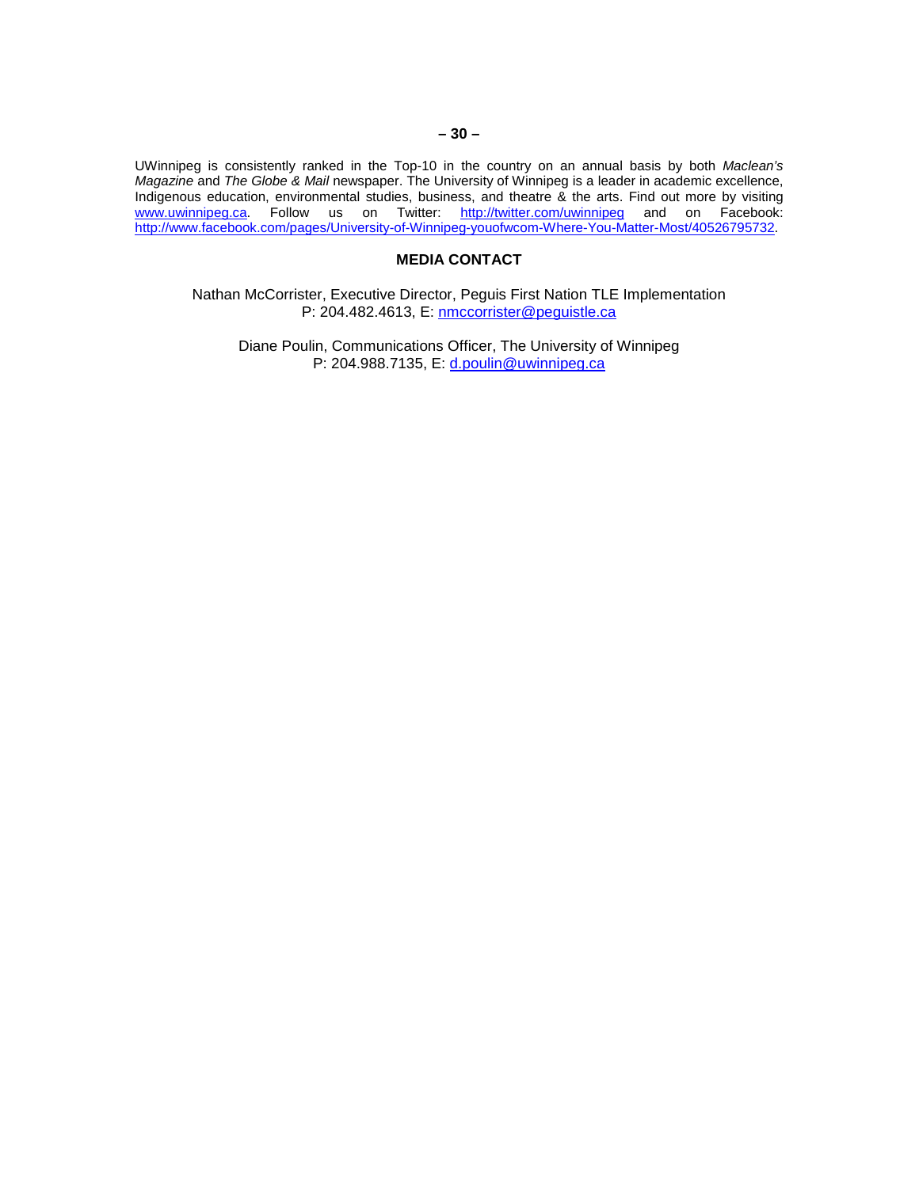**– 30 –**

UWinnipeg is consistently ranked in the Top-10 in the country on an annual basis by both *Maclean's Magazine* and *The Globe & Mail* newspaper. The University of Winnipeg is a leader in academic excellence, Indigenous education, environmental studies, business, and theatre & the arts. Find out more by visiting www.uwinnipeg.ca. Follow us on Twitter: http://twitter.com/uwinnipeg and on Facebook: http://www.facebook.com/pages/University-of-Winnipeg-youofwcom-Where-You-Matter-Most/40526795732.

**MEDIA CONTACT**

Nathan McCorrister, Executive Director, Peguis First Nation TLE Implementation
P: 204.482.4613, E: nmccorrister@peguistle.ca

Diane Poulin, Communications Officer, The University of Winnipeg
P: 204.988.7135, E: d.poulin@uwinnipeg.ca